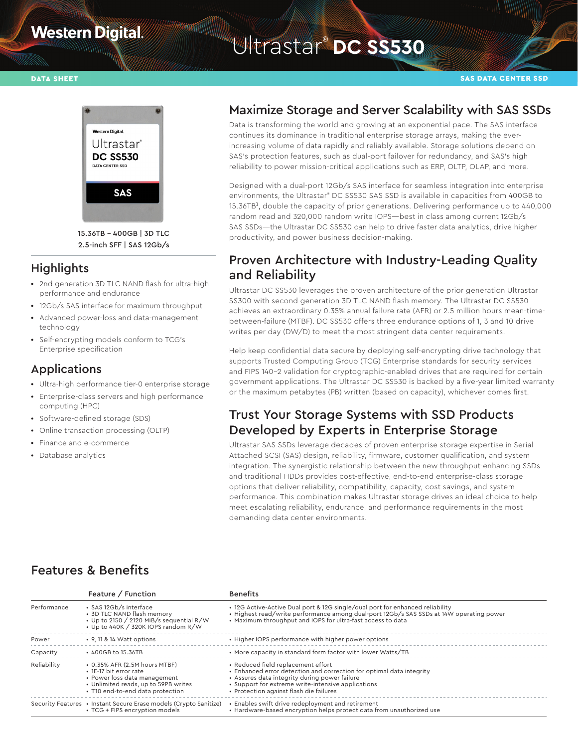Western Digital.

# Ultrastar® DC SS530

DATA SHEET

SAS DATA CENTER SSD

15.36TB – 400GB | 3D TLC
2.5-inch SFF | SAS 12Gb/s

## Highlights

- 2nd generation 3D TLC NAND flash for ultra-high performance and endurance
- 12Gb/s SAS interface for maximum throughput
- Advanced power-loss and data-management technology
- Self-encrypting models conform to TCG's Enterprise specification

## Applications

- Ultra-high performance tier-0 enterprise storage
- Enterprise-class servers and high performance computing (HPC)
- Software-defined storage (SDS)
- Online transaction processing (OLTP)
- Finance and e-commerce
- Database analytics

## Maximize Storage and Server Scalability with SAS SSDs

Data is transforming the world and growing at an exponential pace. The SAS interface continues its dominance in traditional enterprise storage arrays, making the ever-increasing volume of data rapidly and reliably available. Storage solutions depend on SAS's protection features, such as dual-port failover for redundancy, and SAS's high reliability to power mission-critical applications such as ERP, OLTP, OLAP, and more.

Designed with a dual-port 12Gb/s SAS interface for seamless integration into enterprise environments, the Ultrastar® DC SS530 SAS SSD is available in capacities from 400GB to 15.36TB[1], double the capacity of prior generations. Delivering performance up to 440,000 random read and 320,000 random write IOPS—best in class among current 12Gb/s SAS SSDs—the Ultrastar DC SS530 can help to drive faster data analytics, drive higher productivity, and power business decision-making.

## Proven Architecture with Industry-Leading Quality and Reliability

Ultrastar DC SS530 leverages the proven architecture of the prior generation Ultrastar SS300 with second generation 3D TLC NAND flash memory. The Ultrastar DC SS530 achieves an extraordinary 0.35% annual failure rate (AFR) or 2.5 million hours mean-time-between-failure (MTBF). DC SS530 offers three endurance options of 1, 3 and 10 drive writes per day (DW/D) to meet the most stringent data center requirements.

Help keep confidential data secure by deploying self-encrypting drive technology that supports Trusted Computing Group (TCG) Enterprise standards for security services and FIPS 140-2 validation for cryptographic-enabled drives that are required for certain government applications. The Ultrastar DC SS530 is backed by a five-year limited warranty or the maximum petabytes (PB) written (based on capacity), whichever comes first.

## Trust Your Storage Systems with SSD Products Developed by Experts in Enterprise Storage

Ultrastar SAS SSDs leverage decades of proven enterprise storage expertise in Serial Attached SCSI (SAS) design, reliability, firmware, customer qualification, and system integration. The synergistic relationship between the new throughput-enhancing SSDs and traditional HDDs provides cost-effective, end-to-end enterprise-class storage options that deliver reliability, compatibility, capacity, cost savings, and system performance. This combination makes Ultrastar storage drives an ideal choice to help meet escalating reliability, endurance, and performance requirements in the most demanding data center environments.

## Features & Benefits

| | Feature / Function | Benefits |
|---|---|---|
| Performance | • SAS 12Gb/s interface<br>• 3D TLC NAND flash memory<br>• Up to 2150 / 2120 MiB/s sequential R/W<br>• Up to 440K / 320K IOPS random R/W | • 12G Active-Active Dual port & 12G single/dual port for enhanced reliability<br>• Highest read/write performance among dual-port 12Gb/s SAS SSDs at 14W operating power<br>• Maximum throughput and IOPS for ultra-fast access to data |
| Power | • 9, 11 & 14 Watt options | • Higher IOPS performance with higher power options |
| Capacity | • 400GB to 15.36TB | • More capacity in standard form factor with lower Watts/TB |
| Reliability | • 0.35% AFR (2.5M hours MTBF)<br>• 1E-17 bit error rate<br>• Power loss data management<br>• Unlimited reads, up to 59PB writes<br>• T10 end-to-end data protection | • Reduced field replacement effort<br>• Enhanced error detection and correction for optimal data integrity<br>• Assures data integrity during power failure<br>• Support for extreme write-intensive applications<br>• Protection against flash die failures |
| Security Features | • Instant Secure Erase models (Crypto Sanitize)<br>• TCG + FIPS encryption models | • Enables swift drive redeployment and retirement<br>• Hardware-based encryption helps protect data from unauthorized use |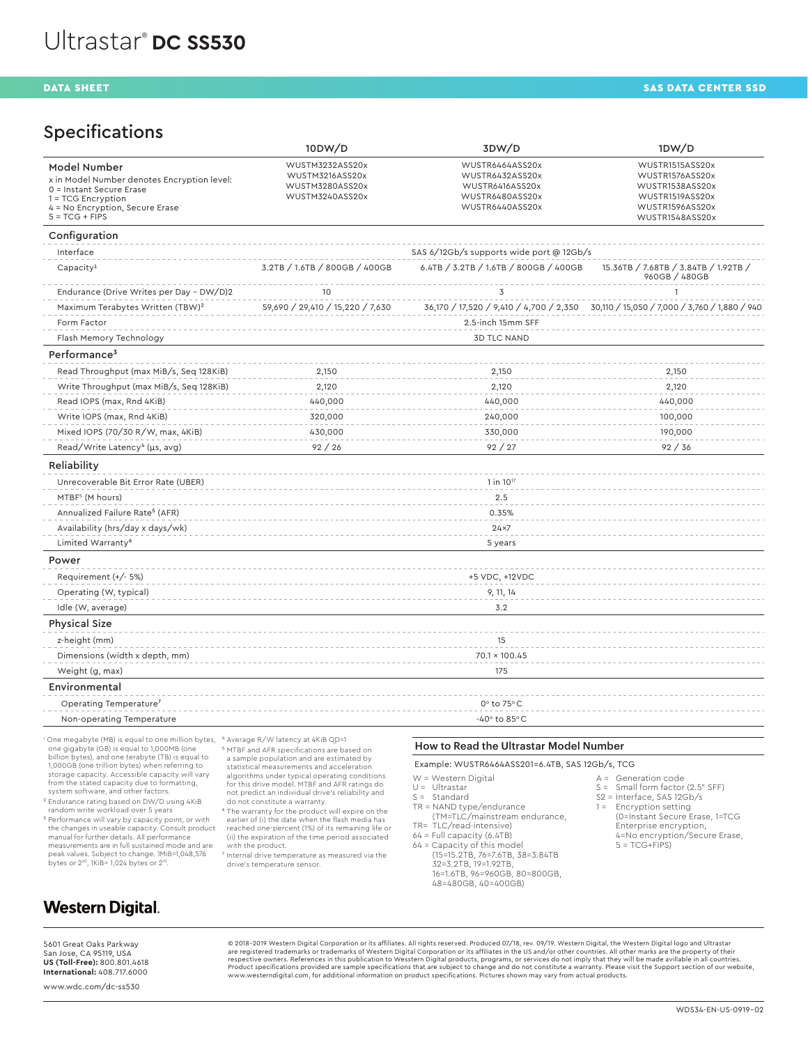# Ultrastar® DC SS530

DATA SHEET | SAS DATA CENTER SSD

## Specifications

| | 10DW/D | 3DW/D | 1DW/D |
|---|---|---|---|
| **Model Number**<br>x in Model Number denotes Encryption level:<br>0 = Instant Secure Erase<br>1 = TCG Encryption<br>4 = No Encryption, Secure Erase<br>5 = TCG + FIPS | WUSTM3232ASS20x<br>WUSTM3216ASS20x<br>WUSTM3280ASS20x<br>WUSTM3240ASS20x | WUSTR6464ASS20x<br>WUSTR6432ASS20x<br>WUSTR6416ASS20x<br>WUSTR6480ASS20x<br>WUSTR6440ASS20x | WUSTR1515ASS20x<br>WUSTR1576ASS20x<br>WUSTR1538ASS20x<br>WUSTR1519ASS20x<br>WUSTR1596ASS20x<br>WUSTR1548ASS20x |
| **Configuration** | | | |
| Interface | SAS 6/12Gb/s supports wide port @ 12Gb/s | | |
| Capacity[1] | 3.2TB / 1.6TB / 800GB / 400GB | 6.4TB / 3.2TB / 1.6TB / 800GB / 400GB | 15.36TB / 7.68TB / 3.84TB / 1.92TB / 960GB / 480GB |
| Endurance (Drive Writes per Day – DW/D)2 | 10 | 3 | 1 |
| Maximum Terabytes Written (TBW)[2] | 59,690 / 29,410 / 15,220 / 7,630 | 36,170 / 17,520 / 9,410 / 4,700 / 2,350 | 30,110 / 15,050 / 7,000 / 3,760 / 1,880 / 940 |
| Form Factor | 2.5-inch 15mm SFF | | |
| Flash Memory Technology | 3D TLC NAND | | |
| **Performance[3]** | | | |
| Read Throughput (max MiB/s, Seq 128KiB) | 2,150 | 2,150 | 2,150 |
| Write Throughput (max MiB/s, Seq 128KiB) | 2,120 | 2,120 | 2,120 |
| Read IOPS (max, Rnd 4KiB) | 440,000 | 440,000 | 440,000 |
| Write IOPS (max, Rnd 4KiB) | 320,000 | 240,000 | 100,000 |
| Mixed IOPS (70/30 R/W, max, 4KiB) | 430,000 | 330,000 | 190,000 |
| Read/Write Latency[4] (µs, avg) | 92 / 26 | 92 / 27 | 92 / 36 |
| **Reliability** | | | |
| Unrecoverable Bit Error Rate (UBER) | 1 in $10^{17}$ | | |
| MTBF[5] (M hours) | 2.5 | | |
| Annualized Failure Rate[5] (AFR) | 0.35% | | |
| Availability (hrs/day x days/wk) | 24×7 | | |
| Limited Warranty[6] | 5 years | | |
| **Power** | | | |
| Requirement (+/- 5%) | +5 VDC, +12VDC | | |
| Operating (W, typical) | 9, 11, 14 | | |
| Idle (W, average) | 3.2 | | |
| **Physical Size** | | | |
| z-height (mm) | 15 | | |
| Dimensions (width x depth, mm) | 70.1 × 100.45 | | |
| Weight (g, max) | 175 | | |
| **Environmental** | | | |
| Operating Temperature[7] | 0° to 75° C | | |
| Non-operating Temperature | -40° to 85° C | | |

[1] One megabyte (MB) is equal to one million bytes, one gigabyte (GB) is equal to 1,000MB (one billion bytes), and one terabyte (TB) is equal to 1,000GB (one trillion bytes) when referring to storage capacity. Accessible capacity will vary from the stated capacity due to formatting, system software, and other factors.

[2] Endurance rating based on DW/D using 4KiB random write workload over 5 years

[3] Performance will vary by capacity point, or with the changes in useable capacity. Consult product manual for further details. All performance measurements are in full sustained mode and are peak values. Subject to change. 1MiB=1,048,576 bytes or $2^{20}$, 1KiB= 1,024 bytes or $2^{10}$.

[4] Average R/W latency at 4KiB QD=1

[5] MTBF and AFR specifications are based on a sample population and are estimated by statistical measurements and acceleration algorithms under typical operating conditions for this drive model. MTBF and AFR ratings do not predict an individual drive's reliability and do not constitute a warranty.

[6] The warranty for the product will expire on the earlier of (i) the date when the flash media has reached one-percent (1%) of its remaining life or (ii) the expiration of the time period associated with the product.

[7] Internal drive temperature as measured via the drive's temperature sensor.

### How to Read the Ultrastar Model Number

Example: WUSTR6464ASS201=6.4TB, SAS 12Gb/s, TCG

W = Western Digital
U = Ultrastar
S = Standard
TR = NAND type/endurance
(TM=TLC/mainstream endurance,
TR= TLC/read-intensive)
64 = Full capacity (6.4TB)
64 = Capacity of this model
(15=15.2TB, 76=7.6TB, 38=3.84TB
32=3.2TB, 19=1.92TB,
16=1.6TB, 96=960GB, 80=800GB,
48=480GB, 40=400GB)

A = Generation code
S = Small form factor (2.5" SFF)
S2 = Interface, SAS 12Gb/s
1 = Encryption setting
(0=Instant Secure Erase, 1=TCG Enterprise encryption,
4=No encryption/Secure Erase,
5 = TCG+FIPS)

**Western Digital.**

5601 Great Oaks Parkway
San Jose, CA 95119, USA
**US (Toll-Free):** 800.801.4618
**International:** 408.717.6000

www.wdc.com/dc-ss530

© 2018–2019 Western Digital Corporation or its affiliates. All rights reserved. Produced 07/18, rev. 09/19. Western Digital, the Western Digital logo and Ultrastar are registered trademarks or trademarks of Western Digital Corporation or its affiliates in the US and/or other countries. All other marks are the property of their respective owners. References in this publication to Western Digital products, programs, or services do not imply that they will be made available in all countries. Product specifications provided are sample specifications that are subject to change and do not constitute a warranty. Please visit the Support section of our website, www.westerndigital.com, for additional information on product specifications. Pictures shown may vary from actual products.

WDS34-EN-US-0919-02